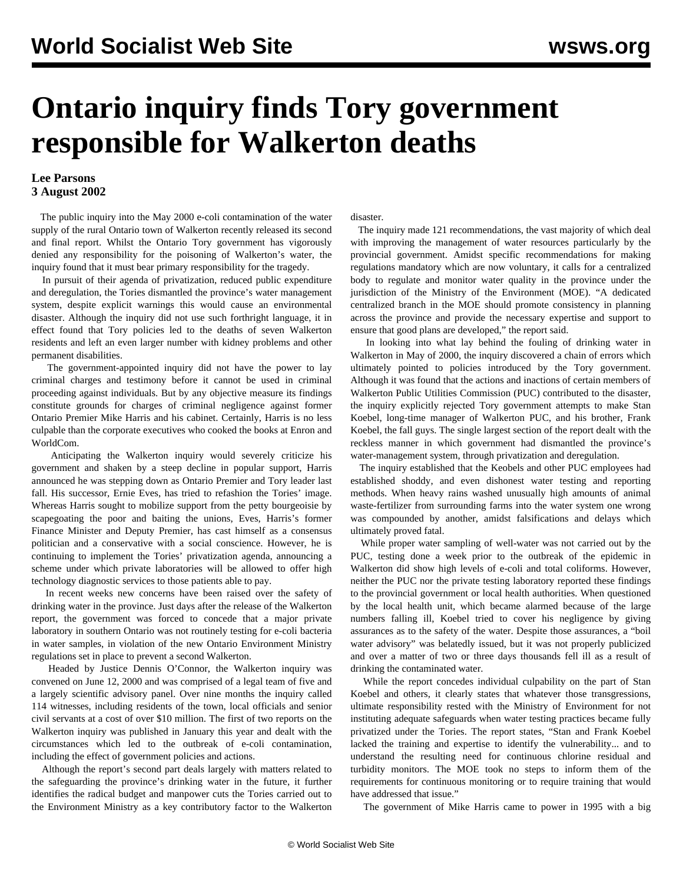# Ontario inquiry finds Tory government responsible for Walkerton deaths

**Lee Parsons**
**3 August 2002**

The public inquiry into the May 2000 e-coli contamination of the water supply of the rural Ontario town of Walkerton recently released its second and final report. Whilst the Ontario Tory government has vigorously denied any responsibility for the poisoning of Walkerton's water, the inquiry found that it must bear primary responsibility for the tragedy.

In pursuit of their agenda of privatization, reduced public expenditure and deregulation, the Tories dismantled the province's water management system, despite explicit warnings this would cause an environmental disaster. Although the inquiry did not use such forthright language, it in effect found that Tory policies led to the deaths of seven Walkerton residents and left an even larger number with kidney problems and other permanent disabilities.

The government-appointed inquiry did not have the power to lay criminal charges and testimony before it cannot be used in criminal proceeding against individuals. But by any objective measure its findings constitute grounds for charges of criminal negligence against former Ontario Premier Mike Harris and his cabinet. Certainly, Harris is no less culpable than the corporate executives who cooked the books at Enron and WorldCom.

Anticipating the Walkerton inquiry would severely criticize his government and shaken by a steep decline in popular support, Harris announced he was stepping down as Ontario Premier and Tory leader last fall. His successor, Ernie Eves, has tried to refashion the Tories' image. Whereas Harris sought to mobilize support from the petty bourgeoisie by scapegoating the poor and baiting the unions, Eves, Harris's former Finance Minister and Deputy Premier, has cast himself as a consensus politician and a conservative with a social conscience. However, he is continuing to implement the Tories' privatization agenda, announcing a scheme under which private laboratories will be allowed to offer high technology diagnostic services to those patients able to pay.

In recent weeks new concerns have been raised over the safety of drinking water in the province. Just days after the release of the Walkerton report, the government was forced to concede that a major private laboratory in southern Ontario was not routinely testing for e-coli bacteria in water samples, in violation of the new Ontario Environment Ministry regulations set in place to prevent a second Walkerton.

Headed by Justice Dennis O'Connor, the Walkerton inquiry was convened on June 12, 2000 and was comprised of a legal team of five and a largely scientific advisory panel. Over nine months the inquiry called 114 witnesses, including residents of the town, local officials and senior civil servants at a cost of over $10 million. The first of two reports on the Walkerton inquiry was published in January this year and dealt with the circumstances which led to the outbreak of e-coli contamination, including the effect of government policies and actions.

Although the report's second part deals largely with matters related to the safeguarding the province's drinking water in the future, it further identifies the radical budget and manpower cuts the Tories carried out to the Environment Ministry as a key contributory factor to the Walkerton disaster.

The inquiry made 121 recommendations, the vast majority of which deal with improving the management of water resources particularly by the provincial government. Amidst specific recommendations for making regulations mandatory which are now voluntary, it calls for a centralized body to regulate and monitor water quality in the province under the jurisdiction of the Ministry of the Environment (MOE). "A dedicated centralized branch in the MOE should promote consistency in planning across the province and provide the necessary expertise and support to ensure that good plans are developed," the report said.

In looking into what lay behind the fouling of drinking water in Walkerton in May of 2000, the inquiry discovered a chain of errors which ultimately pointed to policies introduced by the Tory government. Although it was found that the actions and inactions of certain members of Walkerton Public Utilities Commission (PUC) contributed to the disaster, the inquiry explicitly rejected Tory government attempts to make Stan Koebel, long-time manager of Walkerton PUC, and his brother, Frank Koebel, the fall guys. The single largest section of the report dealt with the reckless manner in which government had dismantled the province's water-management system, through privatization and deregulation.

The inquiry established that the Keobels and other PUC employees had established shoddy, and even dishonest water testing and reporting methods. When heavy rains washed unusually high amounts of animal waste-fertilizer from surrounding farms into the water system one wrong was compounded by another, amidst falsifications and delays which ultimately proved fatal.

While proper water sampling of well-water was not carried out by the PUC, testing done a week prior to the outbreak of the epidemic in Walkerton did show high levels of e-coli and total coliforms. However, neither the PUC nor the private testing laboratory reported these findings to the provincial government or local health authorities. When questioned by the local health unit, which became alarmed because of the large numbers falling ill, Koebel tried to cover his negligence by giving assurances as to the safety of the water. Despite those assurances, a "boil water advisory" was belatedly issued, but it was not properly publicized and over a matter of two or three days thousands fell ill as a result of drinking the contaminated water.

While the report concedes individual culpability on the part of Stan Koebel and others, it clearly states that whatever those transgressions, ultimate responsibility rested with the Ministry of Environment for not instituting adequate safeguards when water testing practices became fully privatized under the Tories. The report states, "Stan and Frank Koebel lacked the training and expertise to identify the vulnerability... and to understand the resulting need for continuous chlorine residual and turbidity monitors. The MOE took no steps to inform them of the requirements for continuous monitoring or to require training that would have addressed that issue."

The government of Mike Harris came to power in 1995 with a big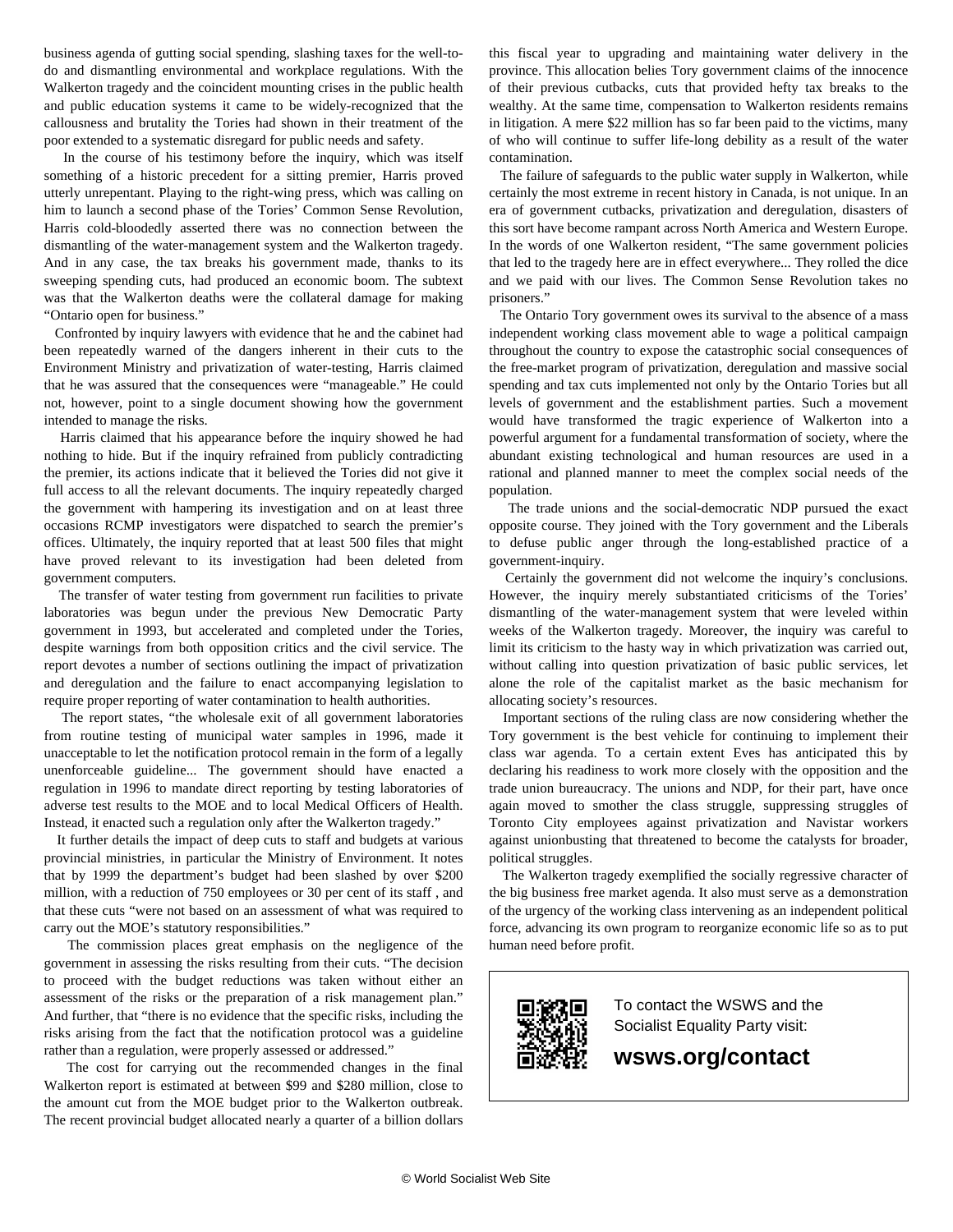business agenda of gutting social spending, slashing taxes for the well-to-do and dismantling environmental and workplace regulations. With the Walkerton tragedy and the coincident mounting crises in the public health and public education systems it came to be widely-recognized that the callousness and brutality the Tories had shown in their treatment of the poor extended to a systematic disregard for public needs and safety.

In the course of his testimony before the inquiry, which was itself something of a historic precedent for a sitting premier, Harris proved utterly unrepentant. Playing to the right-wing press, which was calling on him to launch a second phase of the Tories' Common Sense Revolution, Harris cold-bloodedly asserted there was no connection between the dismantling of the water-management system and the Walkerton tragedy. And in any case, the tax breaks his government made, thanks to its sweeping spending cuts, had produced an economic boom. The subtext was that the Walkerton deaths were the collateral damage for making "Ontario open for business."

Confronted by inquiry lawyers with evidence that he and the cabinet had been repeatedly warned of the dangers inherent in their cuts to the Environment Ministry and privatization of water-testing, Harris claimed that he was assured that the consequences were "manageable." He could not, however, point to a single document showing how the government intended to manage the risks.

Harris claimed that his appearance before the inquiry showed he had nothing to hide. But if the inquiry refrained from publicly contradicting the premier, its actions indicate that it believed the Tories did not give it full access to all the relevant documents. The inquiry repeatedly charged the government with hampering its investigation and on at least three occasions RCMP investigators were dispatched to search the premier's offices. Ultimately, the inquiry reported that at least 500 files that might have proved relevant to its investigation had been deleted from government computers.

The transfer of water testing from government run facilities to private laboratories was begun under the previous New Democratic Party government in 1993, but accelerated and completed under the Tories, despite warnings from both opposition critics and the civil service. The report devotes a number of sections outlining the impact of privatization and deregulation and the failure to enact accompanying legislation to require proper reporting of water contamination to health authorities.

The report states, "the wholesale exit of all government laboratories from routine testing of municipal water samples in 1996, made it unacceptable to let the notification protocol remain in the form of a legally unenforceable guideline... The government should have enacted a regulation in 1996 to mandate direct reporting by testing laboratories of adverse test results to the MOE and to local Medical Officers of Health. Instead, it enacted such a regulation only after the Walkerton tragedy."

It further details the impact of deep cuts to staff and budgets at various provincial ministries, in particular the Ministry of Environment. It notes that by 1999 the department's budget had been slashed by over $200 million, with a reduction of 750 employees or 30 per cent of its staff , and that these cuts "were not based on an assessment of what was required to carry out the MOE's statutory responsibilities."

The commission places great emphasis on the negligence of the government in assessing the risks resulting from their cuts. "The decision to proceed with the budget reductions was taken without either an assessment of the risks or the preparation of a risk management plan." And further, that "there is no evidence that the specific risks, including the risks arising from the fact that the notification protocol was a guideline rather than a regulation, were properly assessed or addressed."

The cost for carrying out the recommended changes in the final Walkerton report is estimated at between $99 and $280 million, close to the amount cut from the MOE budget prior to the Walkerton outbreak. The recent provincial budget allocated nearly a quarter of a billion dollars this fiscal year to upgrading and maintaining water delivery in the province. This allocation belies Tory government claims of the innocence of their previous cutbacks, cuts that provided hefty tax breaks to the wealthy. At the same time, compensation to Walkerton residents remains in litigation. A mere $22 million has so far been paid to the victims, many of who will continue to suffer life-long debility as a result of the water contamination.

The failure of safeguards to the public water supply in Walkerton, while certainly the most extreme in recent history in Canada, is not unique. In an era of government cutbacks, privatization and deregulation, disasters of this sort have become rampant across North America and Western Europe. In the words of one Walkerton resident, "The same government policies that led to the tragedy here are in effect everywhere... They rolled the dice and we paid with our lives. The Common Sense Revolution takes no prisoners."

The Ontario Tory government owes its survival to the absence of a mass independent working class movement able to wage a political campaign throughout the country to expose the catastrophic social consequences of the free-market program of privatization, deregulation and massive social spending and tax cuts implemented not only by the Ontario Tories but all levels of government and the establishment parties. Such a movement would have transformed the tragic experience of Walkerton into a powerful argument for a fundamental transformation of society, where the abundant existing technological and human resources are used in a rational and planned manner to meet the complex social needs of the population.

The trade unions and the social-democratic NDP pursued the exact opposite course. They joined with the Tory government and the Liberals to defuse public anger through the long-established practice of a government-inquiry.

Certainly the government did not welcome the inquiry's conclusions. However, the inquiry merely substantiated criticisms of the Tories' dismantling of the water-management system that were leveled within weeks of the Walkerton tragedy. Moreover, the inquiry was careful to limit its criticism to the hasty way in which privatization was carried out, without calling into question privatization of basic public services, let alone the role of the capitalist market as the basic mechanism for allocating society's resources.

Important sections of the ruling class are now considering whether the Tory government is the best vehicle for continuing to implement their class war agenda. To a certain extent Eves has anticipated this by declaring his readiness to work more closely with the opposition and the trade union bureaucracy. The unions and NDP, for their part, have once again moved to smother the class struggle, suppressing struggles of Toronto City employees against privatization and Navistar workers against unionbusting that threatened to become the catalysts for broader, political struggles.

The Walkerton tragedy exemplified the socially regressive character of the big business free market agenda. It also must serve as a demonstration of the urgency of the working class intervening as an independent political force, advancing its own program to reorganize economic life so as to put human need before profit.

To contact the WSWS and the Socialist Equality Party visit:

**wsws.org/contact**